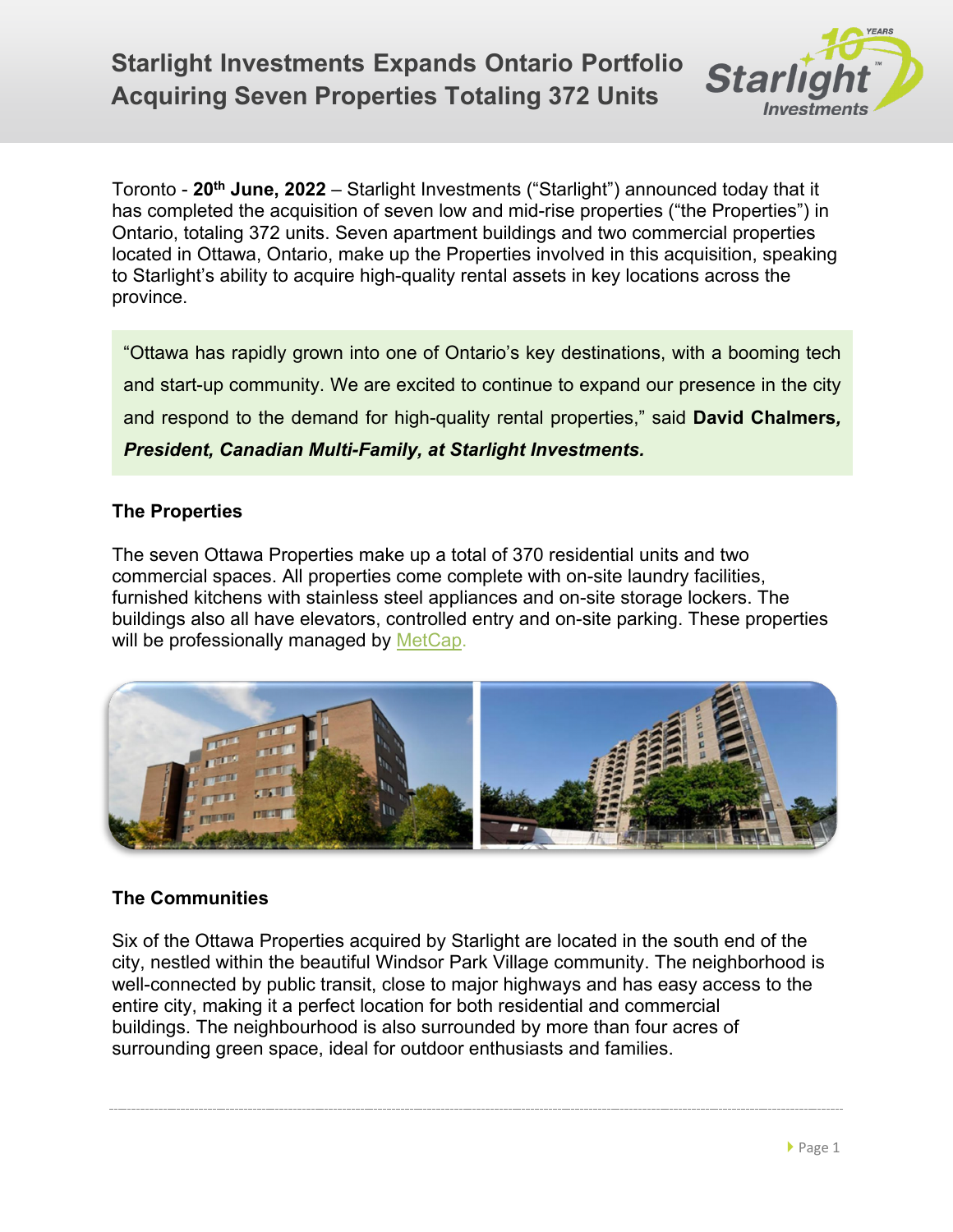# Starlight Investments Expands Ontario Portfolio Acquiring Seven Properties Totaling 372 Units

Toronto - **20th June, 2022** – Starlight Investments ("Starlight") announced today that it has completed the acquisition of seven low and mid-rise properties ("the Properties") in Ontario, totaling 372 units. Seven apartment buildings and two commercial properties located in Ottawa, Ontario, make up the Properties involved in this acquisition, speaking to Starlight's ability to acquire high-quality rental assets in key locations across the province.

> "Ottawa has rapidly grown into one of Ontario's key destinations, with a booming tech and start-up community. We are excited to continue to expand our presence in the city and respond to the demand for high-quality rental properties," said **David Chalmers*, President, Canadian Multi-Family, at Starlight Investments.***

### The Properties

The seven Ottawa Properties make up a total of 370 residential units and two commercial spaces. All properties come complete with on-site laundry facilities, furnished kitchens with stainless steel appliances and on-site storage lockers. The buildings also all have elevators, controlled entry and on-site parking. These properties will be professionally managed by MetCap.

### The Communities

Six of the Ottawa Properties acquired by Starlight are located in the south end of the city, nestled within the beautiful Windsor Park Village community. The neighborhood is well-connected by public transit, close to major highways and has easy access to the entire city, making it a perfect location for both residential and commercial buildings. The neighbourhood is also surrounded by more than four acres of surrounding green space, ideal for outdoor enthusiasts and families.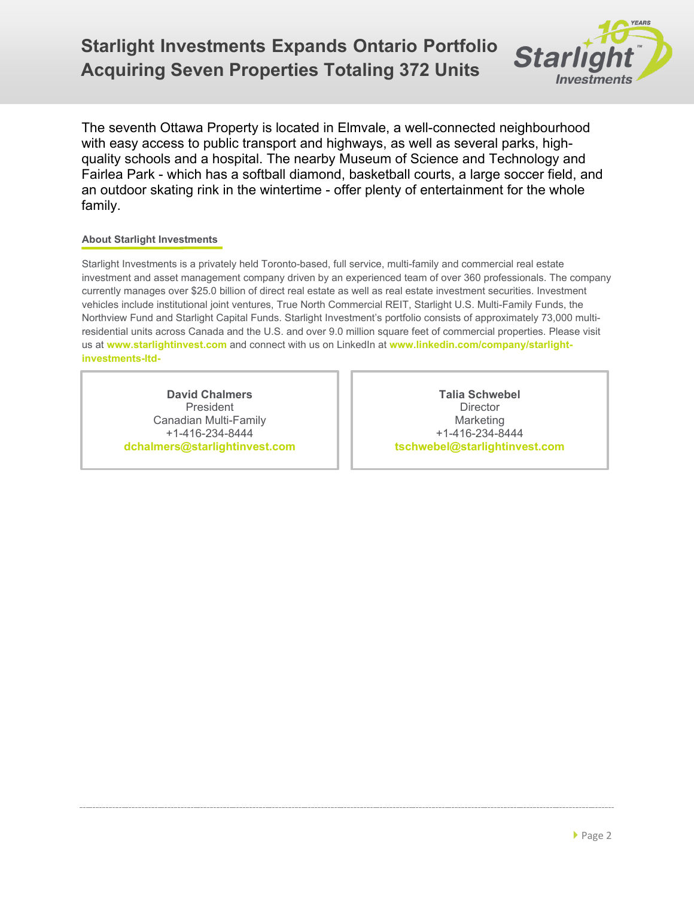The seventh Ottawa Property is located in Elmvale, a well-connected neighbourhood with easy access to public transport and highways, as well as several parks, high-quality schools and a hospital. The nearby Museum of Science and Technology and Fairlea Park - which has a softball diamond, basketball courts, a large soccer field, and an outdoor skating rink in the wintertime - offer plenty of entertainment for the whole family.

### About Starlight Investments

Starlight Investments is a privately held Toronto-based, full service, multi-family and commercial real estate investment and asset management company driven by an experienced team of over 360 professionals. The company currently manages over $25.0 billion of direct real estate as well as real estate investment securities. Investment vehicles include institutional joint ventures, True North Commercial REIT, Starlight U.S. Multi-Family Funds, the Northview Fund and Starlight Capital Funds. Starlight Investment's portfolio consists of approximately 73,000 multi-residential units across Canada and the U.S. and over 9.0 million square feet of commercial properties. Please visit us at **www.starlightinvest.com** and connect with us on LinkedIn at **www.linkedin.com/company/starlight-investments-ltd-**

**David Chalmers**
President
Canadian Multi-Family
+1-416-234-8444
**dchalmers@starlightinvest.com**

**Talia Schwebel**
Director
Marketing
+1-416-234-8444
**tschwebel@starlightinvest.com**